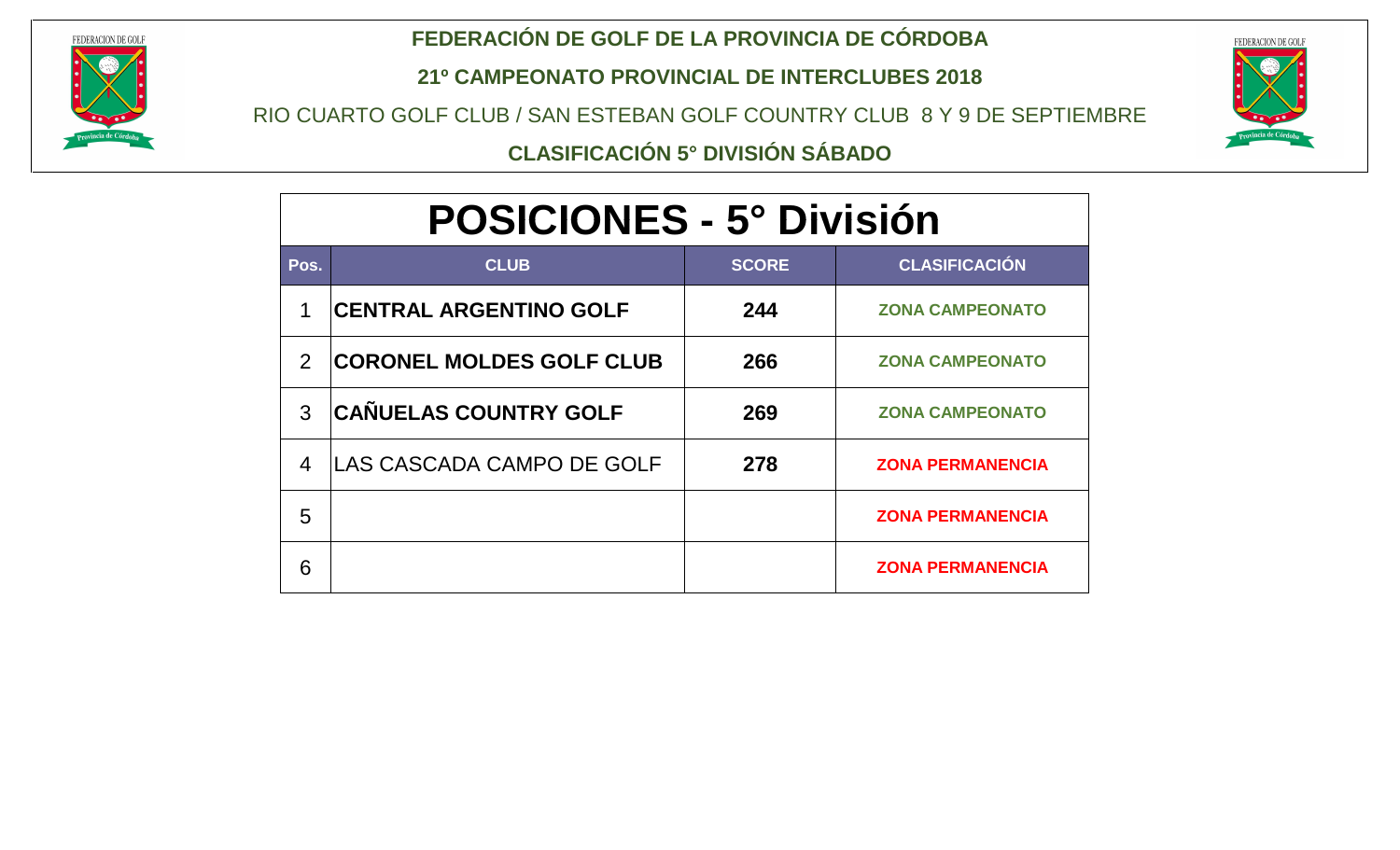**FEDERACIÓN DE GOLF DE LA PROVINCIA DE CÓRDOBA**

**21º CAMPEONATO PROVINCIAL DE INTERCLUBES 2018**

RIO CUARTO GOLF CLUB / SAN ESTEBAN GOLF COUNTRY CLUB 8 Y 9 DE SEPTIEMBRE

**CLASIFICACIÓN 5° DIVISIÓN SÁBADO**

# POSICIONES - 5° División

| Pos. | CLUB | SCORE | CLASIFICACIÓN |
|---|---|---|---|
| 1 | **CENTRAL ARGENTINO GOLF** | **244** | **ZONA CAMPEONATO** |
| 2 | **CORONEL MOLDES GOLF CLUB** | **266** | **ZONA CAMPEONATO** |
| 3 | **CAÑUELAS COUNTRY GOLF** | **269** | **ZONA CAMPEONATO** |
| 4 | LAS CASCADA CAMPO DE GOLF | **278** | **ZONA PERMANENCIA** |
| 5 | | | **ZONA PERMANENCIA** |
| 6 | | | **ZONA PERMANENCIA** |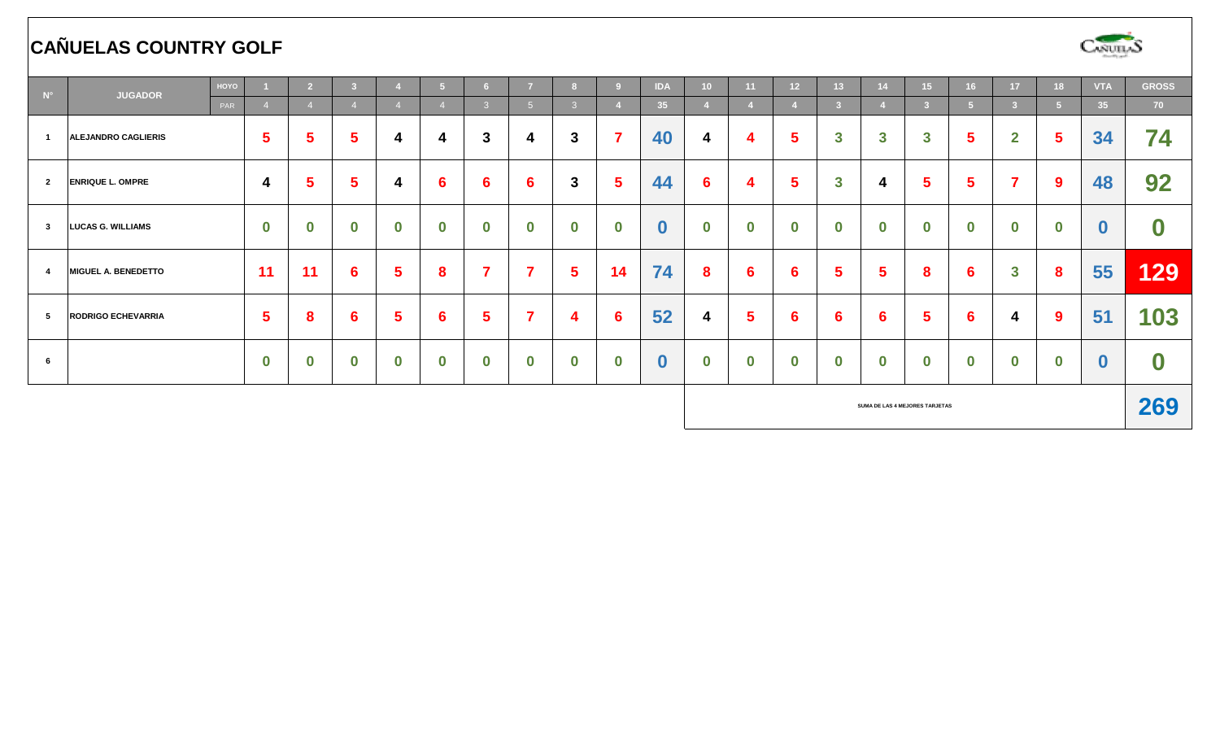# CAÑUELAS COUNTRY GOLF

| N° | JUGADOR | HOYO | 1 | 2 | 3 | 4 | 5 | 6 | 7 | 8 | 9 | IDA | 10 | 11 | 12 | 13 | 14 | 15 | 16 | 17 | 18 | VTA | GROSS |
|---|---|---|---|---|---|---|---|---|---|---|---|---|---|---|---|---|---|---|---|---|---|---|---|
| | | PAR | 4 | 4 | 4 | 4 | 4 | 3 | 5 | 3 | 4 | 35 | 4 | 4 | 4 | 3 | 4 | 3 | 5 | 3 | 5 | 35 | 70 |
| 1 | ALEJANDRO CAGLIERIS | | 5 | 5 | 5 | 4 | 4 | 3 | 4 | 3 | 7 | 40 | 4 | 4 | 5 | 3 | 3 | 3 | 5 | 2 | 5 | 34 | 74 |
| 2 | ENRIQUE L. OMPRE | | 4 | 5 | 5 | 4 | 6 | 6 | 6 | 3 | 5 | 44 | 6 | 4 | 5 | 3 | 4 | 5 | 5 | 7 | 9 | 48 | 92 |
| 3 | LUCAS G. WILLIAMS | | 0 | 0 | 0 | 0 | 0 | 0 | 0 | 0 | 0 | 0 | 0 | 0 | 0 | 0 | 0 | 0 | 0 | 0 | 0 | 0 | 0 |
| 4 | MIGUEL A. BENEDETTO | | 11 | 11 | 6 | 5 | 8 | 7 | 7 | 5 | 14 | 74 | 8 | 6 | 6 | 5 | 5 | 8 | 6 | 3 | 8 | 55 | 129 |
| 5 | RODRIGO ECHEVARRIA | | 5 | 8 | 6 | 5 | 6 | 5 | 7 | 4 | 6 | 52 | 4 | 5 | 6 | 6 | 6 | 5 | 6 | 4 | 9 | 51 | 103 |
| 6 | | | 0 | 0 | 0 | 0 | 0 | 0 | 0 | 0 | 0 | 0 | 0 | 0 | 0 | 0 | 0 | 0 | 0 | 0 | 0 | 0 | 0 |
| | | | | | | | | | | | | | SUMA DE LAS 4 MEJORES TARJETAS | | | | | | | | | | 269 |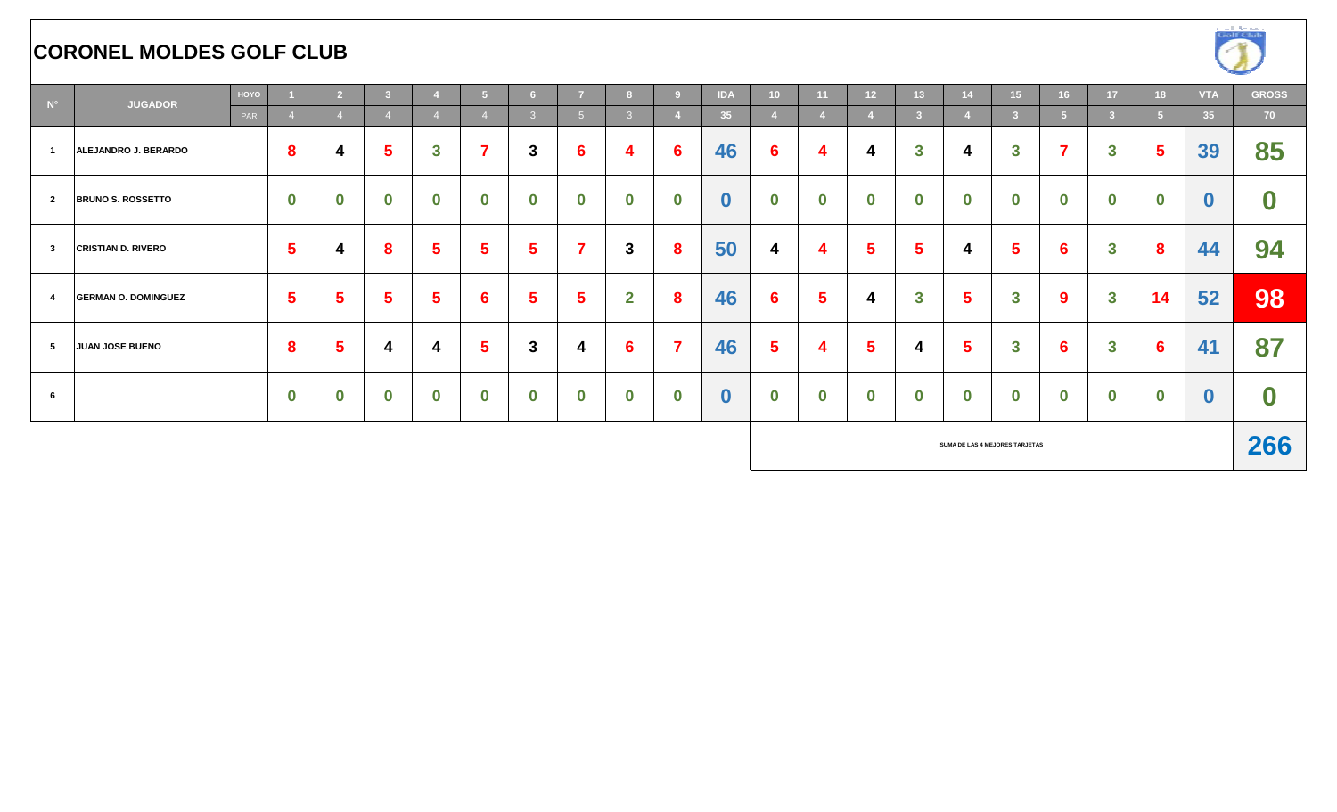# CORONEL MOLDES GOLF CLUB

| N° | JUGADOR | HOYO | 1 | 2 | 3 | 4 | 5 | 6 | 7 | 8 | 9 | IDA | 10 | 11 | 12 | 13 | 14 | 15 | 16 | 17 | 18 | VTA | GROSS |
|---|---|---|---|---|---|---|---|---|---|---|---|---|---|---|---|---|---|---|---|---|---|---|---|
| | | PAR | 4 | 4 | 4 | 4 | 4 | 3 | 5 | 3 | 4 | 35 | 4 | 4 | 4 | 3 | 4 | 3 | 5 | 3 | 5 | 35 | 70 |
| 1 | ALEJANDRO J. BERARDO | | 8 | 4 | 5 | 3 | 7 | 3 | 6 | 4 | 6 | 46 | 6 | 4 | 4 | 3 | 4 | 3 | 7 | 3 | 5 | 39 | 85 |
| 2 | BRUNO S. ROSSETTO | | 0 | 0 | 0 | 0 | 0 | 0 | 0 | 0 | 0 | 0 | 0 | 0 | 0 | 0 | 0 | 0 | 0 | 0 | 0 | 0 | 0 |
| 3 | CRISTIAN D. RIVERO | | 5 | 4 | 8 | 5 | 5 | 5 | 7 | 3 | 8 | 50 | 4 | 4 | 5 | 5 | 4 | 5 | 6 | 3 | 8 | 44 | 94 |
| 4 | GERMAN O. DOMINGUEZ | | 5 | 5 | 5 | 5 | 6 | 5 | 5 | 2 | 8 | 46 | 6 | 5 | 4 | 3 | 5 | 3 | 9 | 3 | 14 | 52 | 98 |
| 5 | JUAN JOSE BUENO | | 8 | 5 | 4 | 4 | 5 | 3 | 4 | 6 | 7 | 46 | 5 | 4 | 5 | 4 | 5 | 3 | 6 | 3 | 6 | 41 | 87 |
| 6 | | | 0 | 0 | 0 | 0 | 0 | 0 | 0 | 0 | 0 | 0 | 0 | 0 | 0 | 0 | 0 | 0 | 0 | 0 | 0 | 0 | 0 |
| | | | | | | | | | | | | | SUMA DE LAS 4 MEJORES TARJETAS | | | | | | | | | | 266 |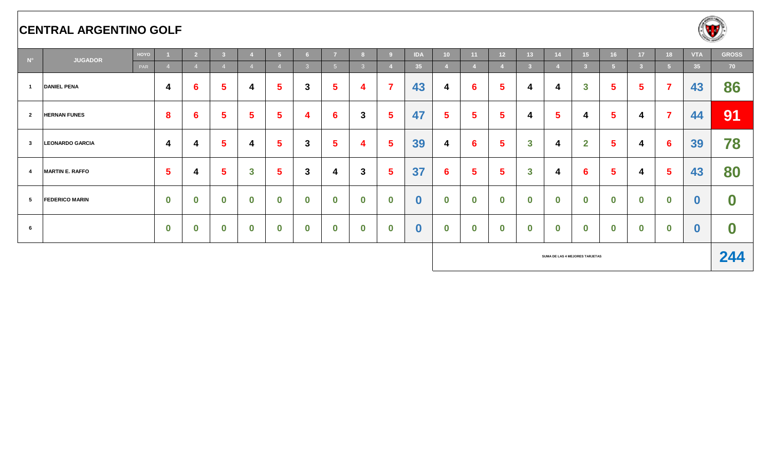# CENTRAL ARGENTINO GOLF

| N° | JUGADOR | HOYO | 1 | 2 | 3 | 4 | 5 | 6 | 7 | 8 | 9 | IDA | 10 | 11 | 12 | 13 | 14 | 15 | 16 | 17 | 18 | VTA | GROSS |
|---|---|---|---|---|---|---|---|---|---|---|---|---|---|---|---|---|---|---|---|---|---|---|---|
| | | PAR | 4 | 4 | 4 | 4 | 4 | 3 | 5 | 3 | 4 | 35 | 4 | 4 | 4 | 3 | 4 | 3 | 5 | 3 | 5 | 35 | 70 |
| 1 | DANIEL PENA | | 4 | 6 | 5 | 4 | 5 | 3 | 5 | 4 | 7 | 43 | 4 | 6 | 5 | 4 | 4 | 3 | 5 | 5 | 7 | 43 | 86 |
| 2 | HERNAN FUNES | | 8 | 6 | 5 | 5 | 5 | 4 | 6 | 3 | 5 | 47 | 5 | 5 | 5 | 4 | 5 | 4 | 5 | 4 | 7 | 44 | 91 |
| 3 | LEONARDO GARCIA | | 4 | 4 | 5 | 4 | 5 | 3 | 5 | 4 | 5 | 39 | 4 | 6 | 5 | 3 | 4 | 2 | 5 | 4 | 6 | 39 | 78 |
| 4 | MARTIN E. RAFFO | | 5 | 4 | 5 | 3 | 5 | 3 | 4 | 3 | 5 | 37 | 6 | 5 | 5 | 3 | 4 | 6 | 5 | 4 | 5 | 43 | 80 |
| 5 | FEDERICO MARIN | | 0 | 0 | 0 | 0 | 0 | 0 | 0 | 0 | 0 | 0 | 0 | 0 | 0 | 0 | 0 | 0 | 0 | 0 | 0 | 0 | 0 |
| 6 | | | 0 | 0 | 0 | 0 | 0 | 0 | 0 | 0 | 0 | 0 | 0 | 0 | 0 | 0 | 0 | 0 | 0 | 0 | 0 | 0 | 0 |
| | | | | | | | | | | | | | SUMA DE LAS 4 MEJORES TARJETAS | | | | | | | | | | 244 |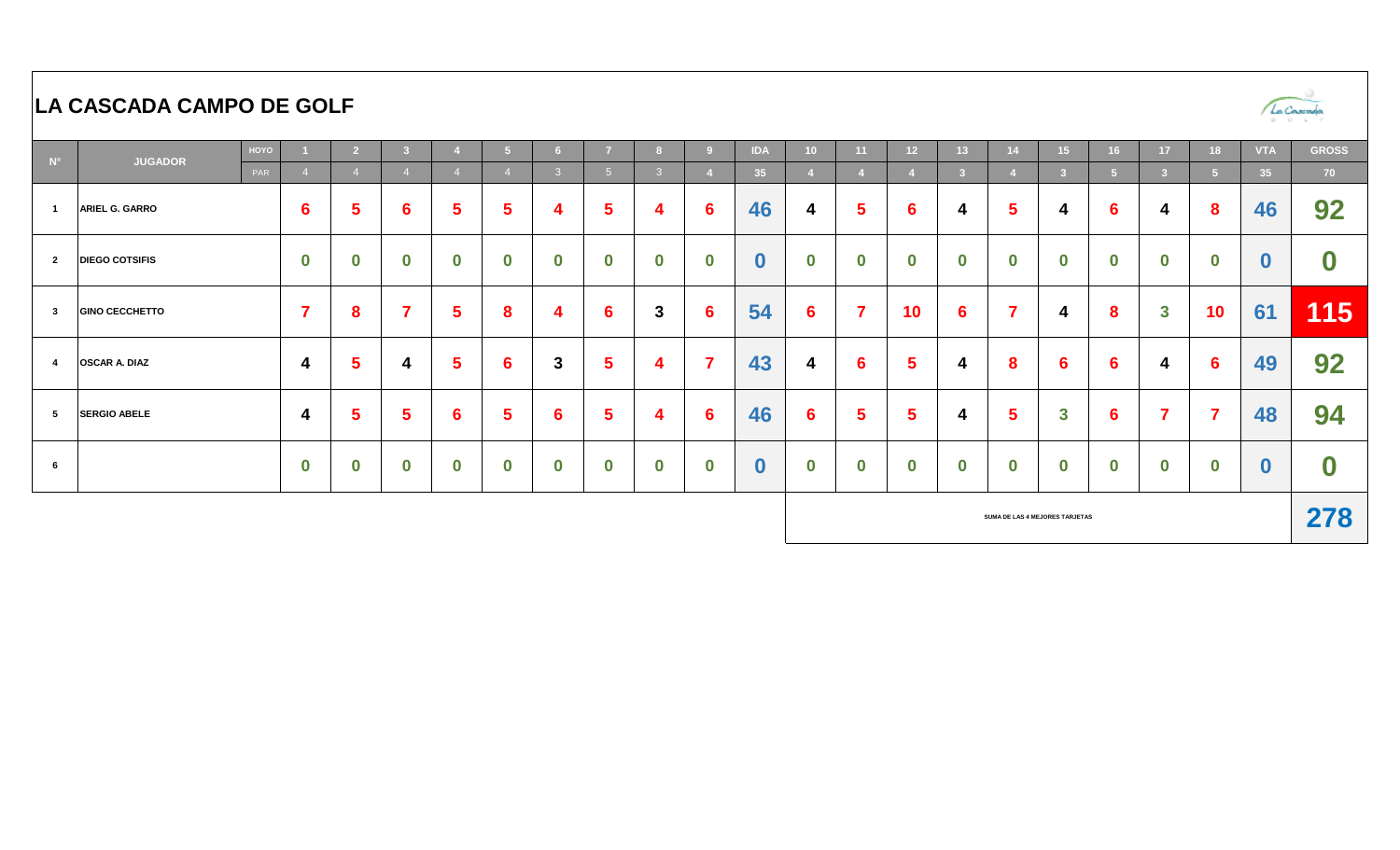# LA CASCADA CAMPO DE GOLF

| N° | JUGADOR | HOYO | 1 | 2 | 3 | 4 | 5 | 6 | 7 | 8 | 9 | IDA | 10 | 11 | 12 | 13 | 14 | 15 | 16 | 17 | 18 | VTA | GROSS |
|---|---|---|---|---|---|---|---|---|---|---|---|---|---|---|---|---|---|---|---|---|---|---|---|
| | | PAR | 4 | 4 | 4 | 4 | 4 | 3 | 5 | 3 | 4 | 35 | 4 | 4 | 4 | 3 | 4 | 3 | 5 | 3 | 5 | 35 | 70 |
| 1 | ARIEL G. GARRO | | 6 | 5 | 6 | 5 | 5 | 4 | 5 | 4 | 6 | 46 | 4 | 5 | 6 | 4 | 5 | 4 | 6 | 4 | 8 | 46 | 92 |
| 2 | DIEGO COTSIFIS | | 0 | 0 | 0 | 0 | 0 | 0 | 0 | 0 | 0 | 0 | 0 | 0 | 0 | 0 | 0 | 0 | 0 | 0 | 0 | 0 | 0 |
| 3 | GINO CECCHETTO | | 7 | 8 | 7 | 5 | 8 | 4 | 6 | 3 | 6 | 54 | 6 | 7 | 10 | 6 | 7 | 4 | 8 | 3 | 10 | 61 | 115 |
| 4 | OSCAR A. DIAZ | | 4 | 5 | 4 | 5 | 6 | 3 | 5 | 4 | 7 | 43 | 4 | 6 | 5 | 4 | 8 | 6 | 6 | 4 | 6 | 49 | 92 |
| 5 | SERGIO ABELE | | 4 | 5 | 5 | 6 | 5 | 6 | 5 | 4 | 6 | 46 | 6 | 5 | 5 | 4 | 5 | 3 | 6 | 7 | 7 | 48 | 94 |
| 6 | | | 0 | 0 | 0 | 0 | 0 | 0 | 0 | 0 | 0 | 0 | 0 | 0 | 0 | 0 | 0 | 0 | 0 | 0 | 0 | 0 | 0 |
| | | | | | | | | | | | | | SUMA DE LAS 4 MEJORES TARJETAS | | | | | | | | | | 278 |